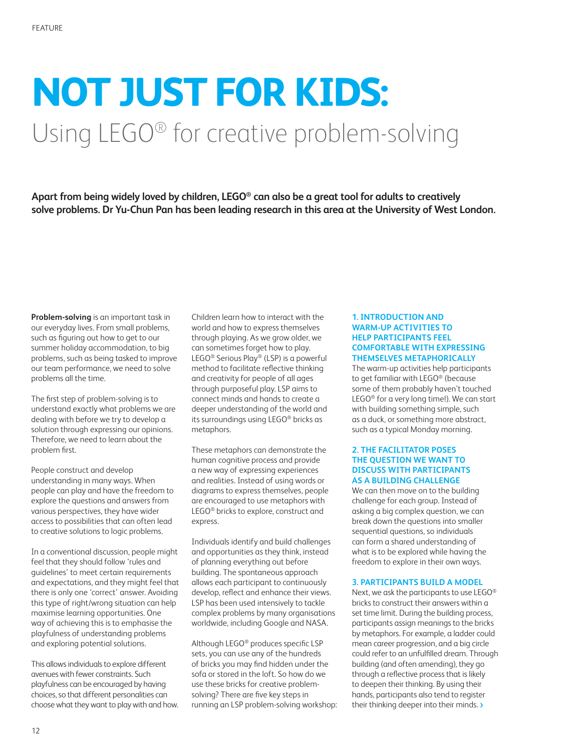# NOT JUST FOR KIDS:

## Using LEGO® for creative problem-solving

**Apart from being widely loved by children, LEGO® can also be a great tool for adults to creatively solve problems. Dr Yu-Chun Pan has been leading research in this area at the University of West London.**

**Problem-solving** is an important task in our everyday lives. From small problems, such as figuring out how to get to our summer holiday accommodation, to big problems, such as being tasked to improve our team performance, we need to solve problems all the time.

The first step of problem-solving is to understand exactly what problems we are dealing with before we try to develop a solution through expressing our opinions. Therefore, we need to learn about the problem first.

People construct and develop understanding in many ways. When people can play and have the freedom to explore the questions and answers from various perspectives, they have wider access to possibilities that can often lead to creative solutions to logic problems.

In a conventional discussion, people might feel that they should follow 'rules and guidelines' to meet certain requirements and expectations, and they might feel that there is only one 'correct' answer. Avoiding this type of right/wrong situation can help maximise learning opportunities. One way of achieving this is to emphasise the playfulness of understanding problems and exploring potential solutions.

This allows individuals to explore different avenues with fewer constraints. Such playfulness can be encouraged by having choices, so that different personalities can choose what they want to play with and how. Children learn how to interact with the world and how to express themselves through playing. As we grow older, we can sometimes forget how to play. LEGO® Serious Play® (LSP) is a powerful method to facilitate reflective thinking and creativity for people of all ages through purposeful play. LSP aims to connect minds and hands to create a deeper understanding of the world and its surroundings using LEGO® bricks as metaphors.

These metaphors can demonstrate the human cognitive process and provide a new way of expressing experiences and realities. Instead of using words or diagrams to express themselves, people are encouraged to use metaphors with LEGO® bricks to explore, construct and express.

Individuals identify and build challenges and opportunities as they think, instead of planning everything out before building. The spontaneous approach allows each participant to continuously develop, reflect and enhance their views. LSP has been used intensively to tackle complex problems by many organisations worldwide, including Google and NASA.

Although LEGO® produces specific LSP sets, you can use any of the hundreds of bricks you may find hidden under the sofa or stored in the loft. So how do we use these bricks for creative problem-solving? There are five key steps in running an LSP problem-solving workshop:

### 1. INTRODUCTION AND WARM-UP ACTIVITIES TO HELP PARTICIPANTS FEEL COMFORTABLE WITH EXPRESSING THEMSELVES METAPHORICALLY

The warm-up activities help participants to get familiar with LEGO® (because some of them probably haven't touched LEGO® for a very long time!). We can start with building something simple, such as a duck, or something more abstract, such as a typical Monday morning.

### 2. THE FACILITATOR POSES THE QUESTION WE WANT TO DISCUSS WITH PARTICIPANTS AS A BUILDING CHALLENGE

We can then move on to the building challenge for each group. Instead of asking a big complex question, we can break down the questions into smaller sequential questions, so individuals can form a shared understanding of what is to be explored while having the freedom to explore in their own ways.

### 3. PARTICIPANTS BUILD A MODEL

Next, we ask the participants to use LEGO® bricks to construct their answers within a set time limit. During the building process, participants assign meanings to the bricks by metaphors. For example, a ladder could mean career progression, and a big circle could refer to an unfulfilled dream. Through building (and often amending), they go through a reflective process that is likely to deepen their thinking. By using their hands, participants also tend to register their thinking deeper into their minds. ›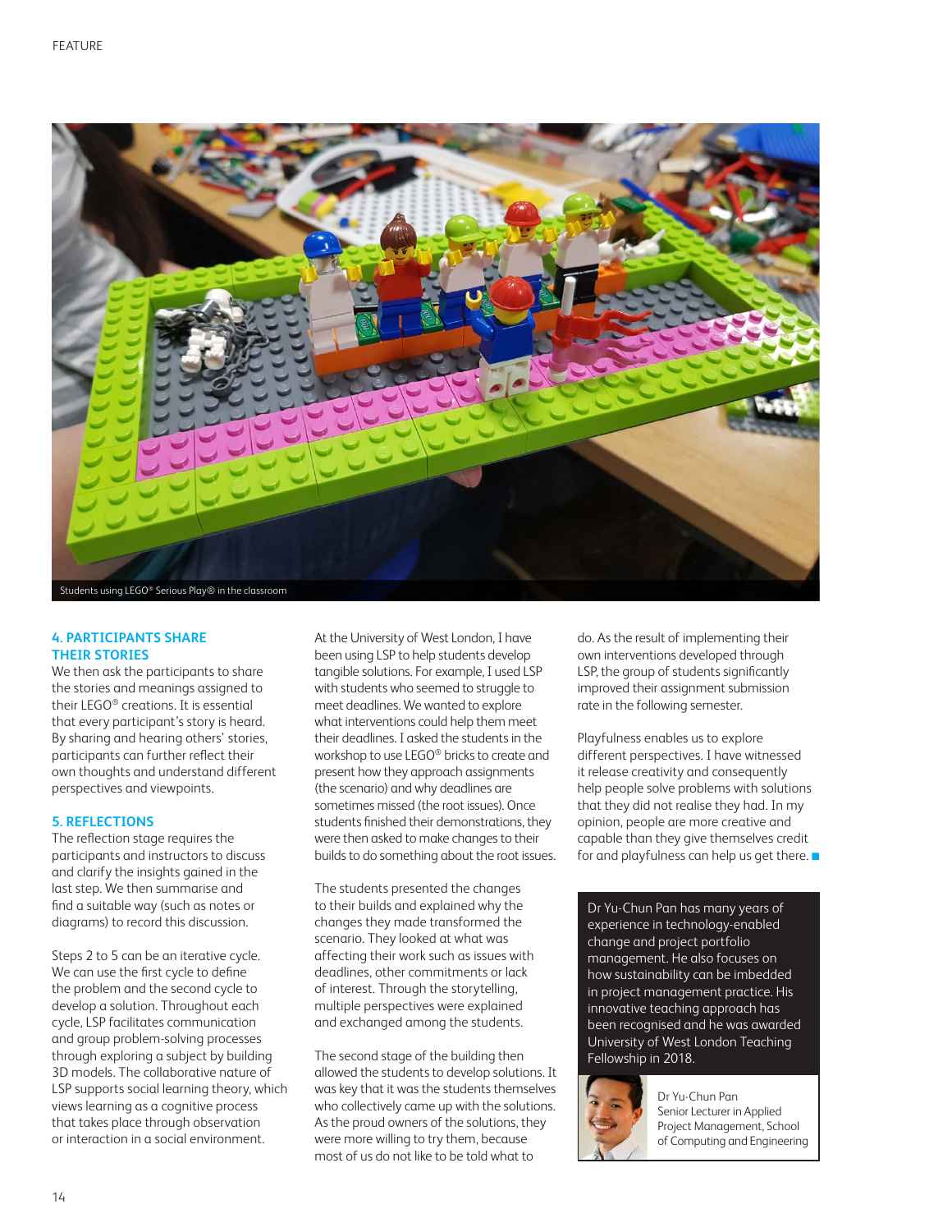Students using LEGO® Serious Play® in the classroom

### 4. PARTICIPANTS SHARE THEIR STORIES

We then ask the participants to share the stories and meanings assigned to their LEGO® creations. It is essential that every participant's story is heard. By sharing and hearing others' stories, participants can further reflect their own thoughts and understand different perspectives and viewpoints.

### 5. REFLECTIONS

The reflection stage requires the participants and instructors to discuss and clarify the insights gained in the last step. We then summarise and find a suitable way (such as notes or diagrams) to record this discussion.

Steps 2 to 5 can be an iterative cycle. We can use the first cycle to define the problem and the second cycle to develop a solution. Throughout each cycle, LSP facilitates communication and group problem-solving processes through exploring a subject by building 3D models. The collaborative nature of LSP supports social learning theory, which views learning as a cognitive process that takes place through observation or interaction in a social environment.

At the University of West London, I have been using LSP to help students develop tangible solutions. For example, I used LSP with students who seemed to struggle to meet deadlines. We wanted to explore what interventions could help them meet their deadlines. I asked the students in the workshop to use LEGO® bricks to create and present how they approach assignments (the scenario) and why deadlines are sometimes missed (the root issues). Once students finished their demonstrations, they were then asked to make changes to their builds to do something about the root issues.

The students presented the changes to their builds and explained why the changes they made transformed the scenario. They looked at what was affecting their work such as issues with deadlines, other commitments or lack of interest. Through the storytelling, multiple perspectives were explained and exchanged among the students.

The second stage of the building then allowed the students to develop solutions. It was key that it was the students themselves who collectively came up with the solutions. As the proud owners of the solutions, they were more willing to try them, because most of us do not like to be told what to do. As the result of implementing their own interventions developed through LSP, the group of students significantly improved their assignment submission rate in the following semester.

Playfulness enables us to explore different perspectives. I have witnessed it release creativity and consequently help people solve problems with solutions that they did not realise they had. In my opinion, people are more creative and capable than they give themselves credit for and playfulness can help us get there. ■

Dr Yu-Chun Pan has many years of experience in technology-enabled change and project portfolio management. He also focuses on how sustainability can be imbedded in project management practice. His innovative teaching approach has been recognised and he was awarded University of West London Teaching Fellowship in 2018.

Dr Yu-Chun Pan
Senior Lecturer in Applied Project Management, School of Computing and Engineering